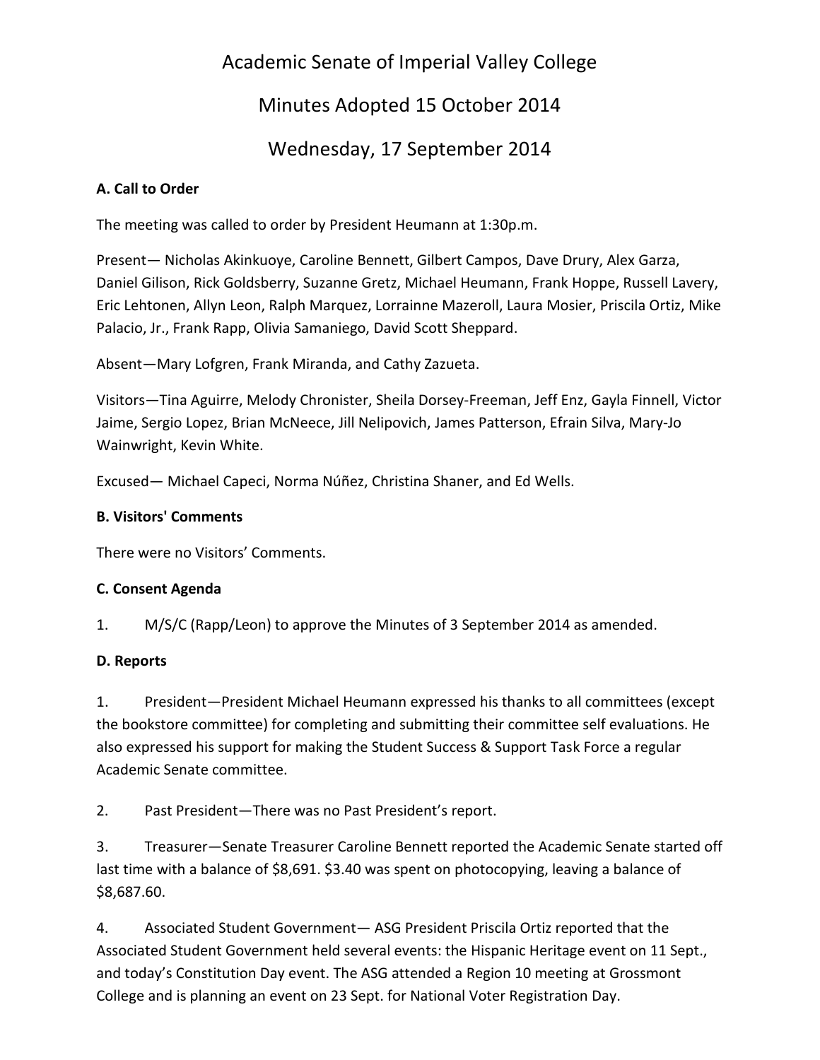# Academic Senate of Imperial Valley College

## Minutes Adopted 15 October 2014

## Wednesday, 17 September 2014

**A. Call to Order**

The meeting was called to order by President Heumann at 1:30p.m.

Present— Nicholas Akinkuoye, Caroline Bennett, Gilbert Campos, Dave Drury, Alex Garza, Daniel Gilison, Rick Goldsberry, Suzanne Gretz, Michael Heumann, Frank Hoppe, Russell Lavery, Eric Lehtonen, Allyn Leon, Ralph Marquez, Lorrainne Mazeroll, Laura Mosier, Priscila Ortiz, Mike Palacio, Jr., Frank Rapp, Olivia Samaniego, David Scott Sheppard.

Absent—Mary Lofgren, Frank Miranda, and Cathy Zazueta.

Visitors—Tina Aguirre, Melody Chronister, Sheila Dorsey-Freeman, Jeff Enz, Gayla Finnell, Victor Jaime, Sergio Lopez, Brian McNeece, Jill Nelipovich, James Patterson, Efrain Silva, Mary-Jo Wainwright, Kevin White.

Excused— Michael Capeci, Norma Núñez, Christina Shaner, and Ed Wells.

**B. Visitors' Comments**

There were no Visitors' Comments.

**C. Consent Agenda**

1. M/S/C (Rapp/Leon) to approve the Minutes of 3 September 2014 as amended.

**D. Reports**

1. President—President Michael Heumann expressed his thanks to all committees (except the bookstore committee) for completing and submitting their committee self evaluations. He also expressed his support for making the Student Success & Support Task Force a regular Academic Senate committee.

2. Past President—There was no Past President's report.

3. Treasurer—Senate Treasurer Caroline Bennett reported the Academic Senate started off last time with a balance of $8,691. $3.40 was spent on photocopying, leaving a balance of $8,687.60.

4. Associated Student Government— ASG President Priscila Ortiz reported that the Associated Student Government held several events: the Hispanic Heritage event on 11 Sept., and today's Constitution Day event. The ASG attended a Region 10 meeting at Grossmont College and is planning an event on 23 Sept. for National Voter Registration Day.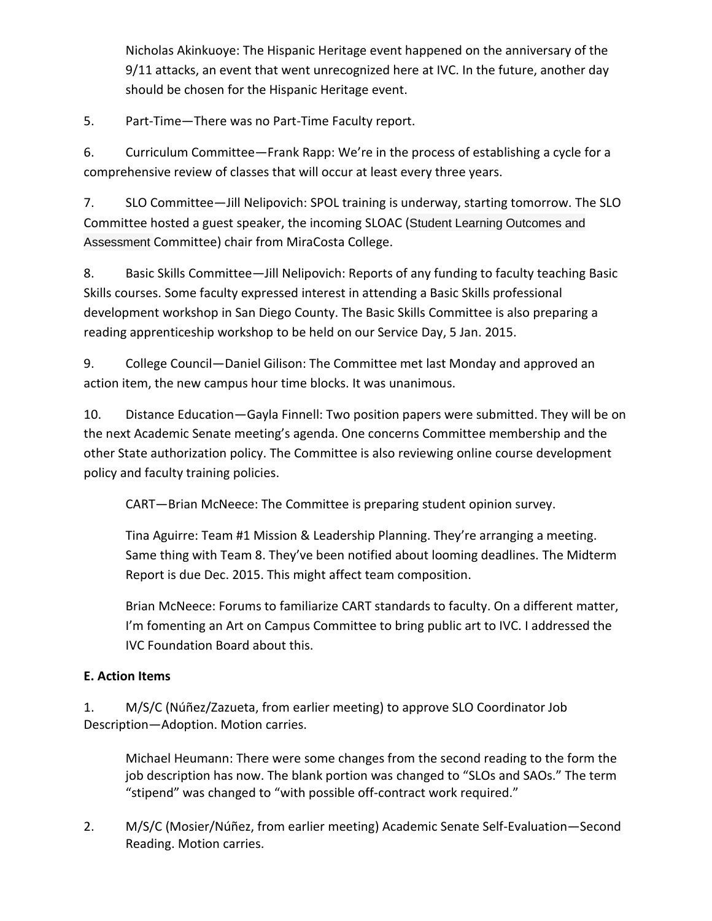Nicholas Akinkuoye: The Hispanic Heritage event happened on the anniversary of the 9/11 attacks, an event that went unrecognized here at IVC. In the future, another day should be chosen for the Hispanic Heritage event.

5. Part-Time—There was no Part-Time Faculty report.

6. Curriculum Committee—Frank Rapp: We're in the process of establishing a cycle for a comprehensive review of classes that will occur at least every three years.

7. SLO Committee—Jill Nelipovich: SPOL training is underway, starting tomorrow. The SLO Committee hosted a guest speaker, the incoming SLOAC (Student Learning Outcomes and Assessment Committee) chair from MiraCosta College.

8. Basic Skills Committee—Jill Nelipovich: Reports of any funding to faculty teaching Basic Skills courses. Some faculty expressed interest in attending a Basic Skills professional development workshop in San Diego County. The Basic Skills Committee is also preparing a reading apprenticeship workshop to be held on our Service Day, 5 Jan. 2015.

9. College Council—Daniel Gilison: The Committee met last Monday and approved an action item, the new campus hour time blocks. It was unanimous.

10. Distance Education—Gayla Finnell: Two position papers were submitted. They will be on the next Academic Senate meeting's agenda. One concerns Committee membership and the other State authorization policy. The Committee is also reviewing online course development policy and faculty training policies.

CART—Brian McNeece: The Committee is preparing student opinion survey.

Tina Aguirre: Team #1 Mission & Leadership Planning. They're arranging a meeting. Same thing with Team 8. They've been notified about looming deadlines. The Midterm Report is due Dec. 2015. This might affect team composition.

Brian McNeece: Forums to familiarize CART standards to faculty. On a different matter, I'm fomenting an Art on Campus Committee to bring public art to IVC. I addressed the IVC Foundation Board about this.

**E. Action Items**

1. M/S/C (Núñez/Zazueta, from earlier meeting) to approve SLO Coordinator Job Description—Adoption. Motion carries.

Michael Heumann: There were some changes from the second reading to the form the job description has now. The blank portion was changed to "SLOs and SAOs." The term "stipend" was changed to "with possible off-contract work required."

2. M/S/C (Mosier/Núñez, from earlier meeting) Academic Senate Self-Evaluation—Second Reading. Motion carries.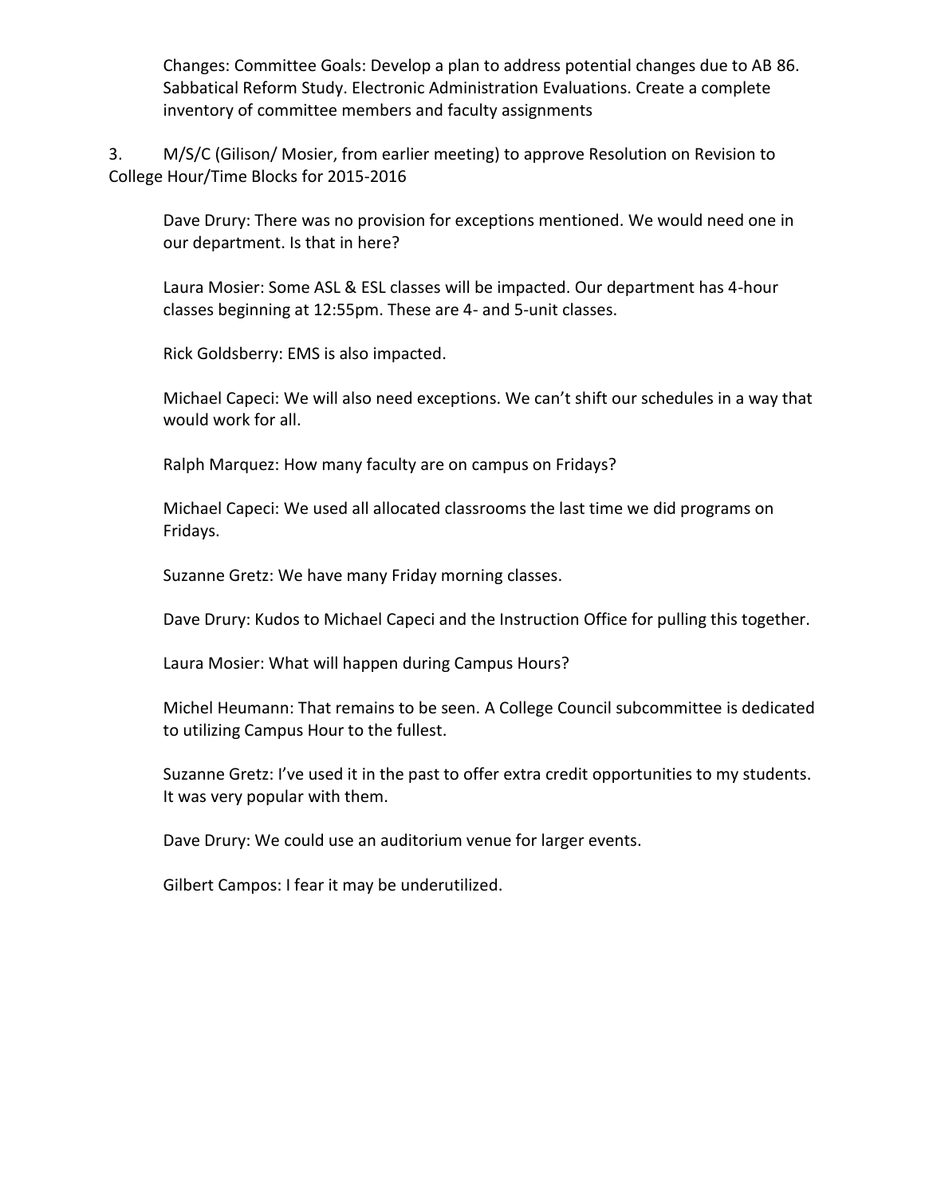Changes: Committee Goals: Develop a plan to address potential changes due to AB 86. Sabbatical Reform Study. Electronic Administration Evaluations. Create a complete inventory of committee members and faculty assignments

3. M/S/C (Gilison/ Mosier, from earlier meeting) to approve Resolution on Revision to College Hour/Time Blocks for 2015-2016

Dave Drury: There was no provision for exceptions mentioned. We would need one in our department. Is that in here?

Laura Mosier: Some ASL & ESL classes will be impacted. Our department has 4-hour classes beginning at 12:55pm. These are 4- and 5-unit classes.

Rick Goldsberry: EMS is also impacted.

Michael Capeci: We will also need exceptions. We can't shift our schedules in a way that would work for all.

Ralph Marquez: How many faculty are on campus on Fridays?

Michael Capeci: We used all allocated classrooms the last time we did programs on Fridays.

Suzanne Gretz: We have many Friday morning classes.

Dave Drury: Kudos to Michael Capeci and the Instruction Office for pulling this together.

Laura Mosier: What will happen during Campus Hours?

Michel Heumann: That remains to be seen. A College Council subcommittee is dedicated to utilizing Campus Hour to the fullest.

Suzanne Gretz: I've used it in the past to offer extra credit opportunities to my students. It was very popular with them.

Dave Drury: We could use an auditorium venue for larger events.

Gilbert Campos: I fear it may be underutilized.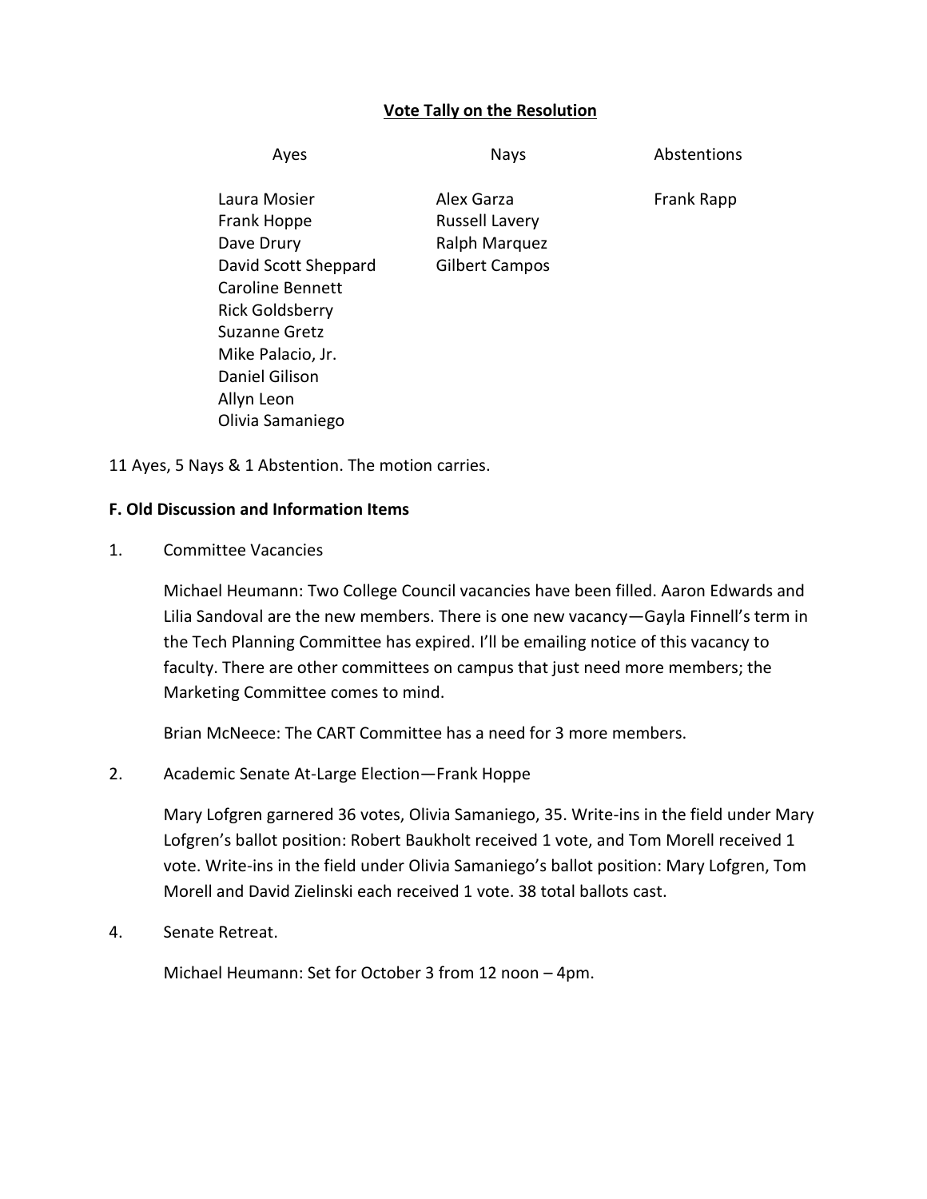**Vote Tally on the Resolution**

| Ayes | Nays | Abstentions |
|---|---|---|
| Laura Mosier | Alex Garza | Frank Rapp |
| Frank Hoppe | Russell Lavery | |
| Dave Drury | Ralph Marquez | |
| David Scott Sheppard | Gilbert Campos | |
| Caroline Bennett | | |
| Rick Goldsberry | | |
| Suzanne Gretz | | |
| Mike Palacio, Jr. | | |
| Daniel Gilison | | |
| Allyn Leon | | |
| Olivia Samaniego | | |

11 Ayes, 5 Nays & 1 Abstention. The motion carries.

**F. Old Discussion and Information Items**

1. Committee Vacancies

   Michael Heumann: Two College Council vacancies have been filled. Aaron Edwards and Lilia Sandoval are the new members. There is one new vacancy—Gayla Finnell's term in the Tech Planning Committee has expired. I'll be emailing notice of this vacancy to faculty. There are other committees on campus that just need more members; the Marketing Committee comes to mind.

   Brian McNeece: The CART Committee has a need for 3 more members.

2. Academic Senate At-Large Election—Frank Hoppe

   Mary Lofgren garnered 36 votes, Olivia Samaniego, 35. Write-ins in the field under Mary Lofgren's ballot position: Robert Baukholt received 1 vote, and Tom Morell received 1 vote. Write-ins in the field under Olivia Samaniego's ballot position: Mary Lofgren, Tom Morell and David Zielinski each received 1 vote. 38 total ballots cast.

4. Senate Retreat.

   Michael Heumann: Set for October 3 from 12 noon – 4pm.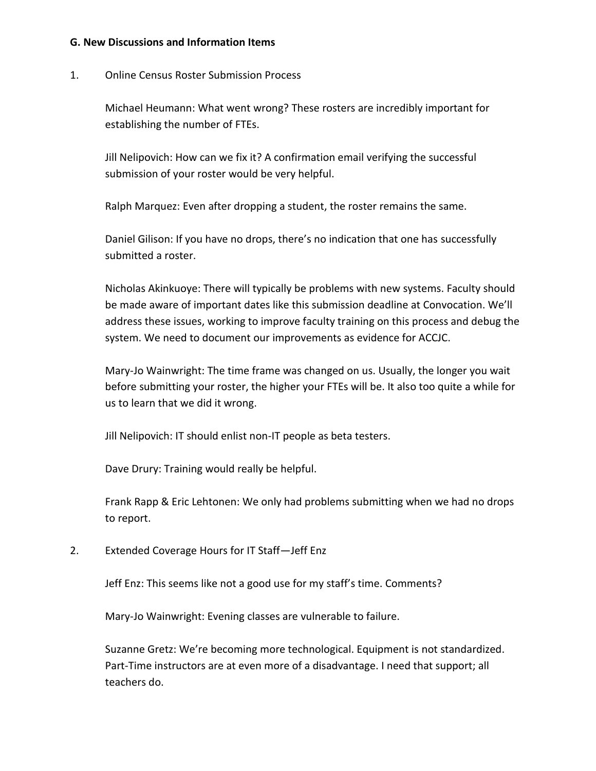**G. New Discussions and Information Items**

1. Online Census Roster Submission Process

   Michael Heumann: What went wrong? These rosters are incredibly important for establishing the number of FTEs.

   Jill Nelipovich: How can we fix it? A confirmation email verifying the successful submission of your roster would be very helpful.

   Ralph Marquez: Even after dropping a student, the roster remains the same.

   Daniel Gilison: If you have no drops, there's no indication that one has successfully submitted a roster.

   Nicholas Akinkuoye: There will typically be problems with new systems. Faculty should be made aware of important dates like this submission deadline at Convocation. We'll address these issues, working to improve faculty training on this process and debug the system. We need to document our improvements as evidence for ACCJC.

   Mary-Jo Wainwright: The time frame was changed on us. Usually, the longer you wait before submitting your roster, the higher your FTEs will be. It also too quite a while for us to learn that we did it wrong.

   Jill Nelipovich: IT should enlist non-IT people as beta testers.

   Dave Drury: Training would really be helpful.

   Frank Rapp & Eric Lehtonen: We only had problems submitting when we had no drops to report.

2. Extended Coverage Hours for IT Staff—Jeff Enz

   Jeff Enz: This seems like not a good use for my staff's time. Comments?

   Mary-Jo Wainwright: Evening classes are vulnerable to failure.

   Suzanne Gretz: We're becoming more technological. Equipment is not standardized. Part-Time instructors are at even more of a disadvantage. I need that support; all teachers do.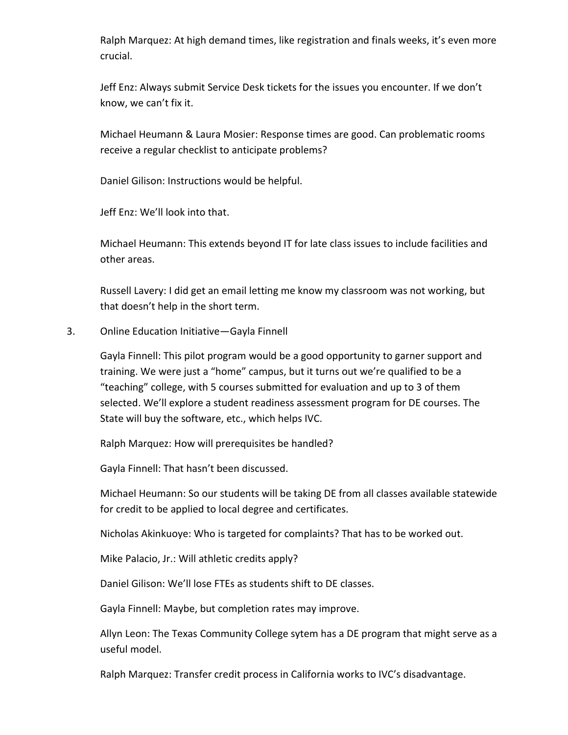Ralph Marquez: At high demand times, like registration and finals weeks, it's even more crucial.

Jeff Enz: Always submit Service Desk tickets for the issues you encounter. If we don't know, we can't fix it.

Michael Heumann & Laura Mosier: Response times are good. Can problematic rooms receive a regular checklist to anticipate problems?

Daniel Gilison: Instructions would be helpful.

Jeff Enz: We'll look into that.

Michael Heumann: This extends beyond IT for late class issues to include facilities and other areas.

Russell Lavery: I did get an email letting me know my classroom was not working, but that doesn't help in the short term.

3. Online Education Initiative—Gayla Finnell

Gayla Finnell: This pilot program would be a good opportunity to garner support and training. We were just a "home" campus, but it turns out we're qualified to be a "teaching" college, with 5 courses submitted for evaluation and up to 3 of them selected. We'll explore a student readiness assessment program for DE courses. The State will buy the software, etc., which helps IVC.

Ralph Marquez: How will prerequisites be handled?

Gayla Finnell: That hasn't been discussed.

Michael Heumann: So our students will be taking DE from all classes available statewide for credit to be applied to local degree and certificates.

Nicholas Akinkuoye: Who is targeted for complaints? That has to be worked out.

Mike Palacio, Jr.: Will athletic credits apply?

Daniel Gilison: We'll lose FTEs as students shift to DE classes.

Gayla Finnell: Maybe, but completion rates may improve.

Allyn Leon: The Texas Community College sytem has a DE program that might serve as a useful model.

Ralph Marquez: Transfer credit process in California works to IVC's disadvantage.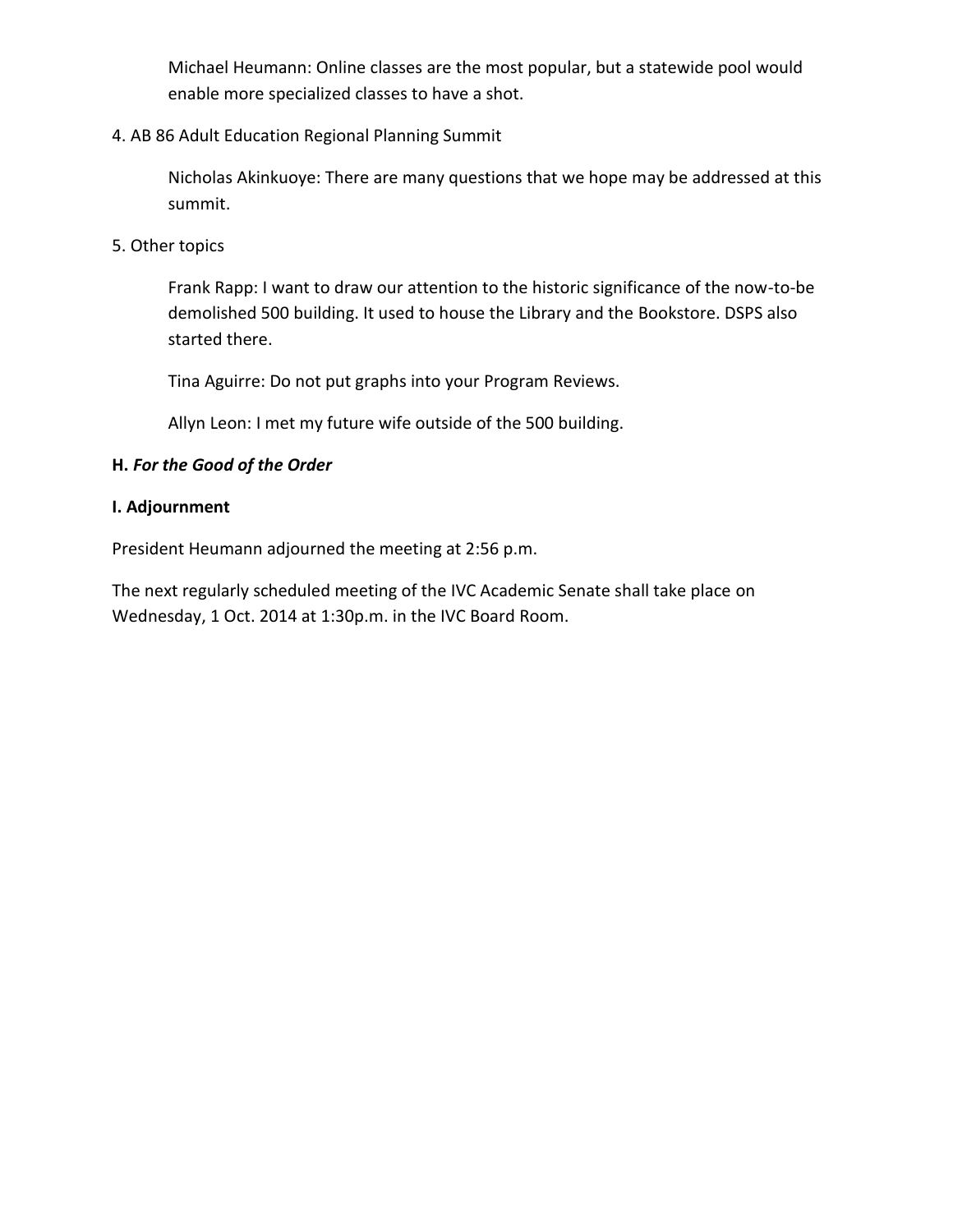Michael Heumann: Online classes are the most popular, but a statewide pool would enable more specialized classes to have a shot.

4. AB 86 Adult Education Regional Planning Summit

Nicholas Akinkuoye: There are many questions that we hope may be addressed at this summit.

5. Other topics

Frank Rapp: I want to draw our attention to the historic significance of the now-to-be demolished 500 building. It used to house the Library and the Bookstore. DSPS also started there.

Tina Aguirre: Do not put graphs into your Program Reviews.

Allyn Leon: I met my future wife outside of the 500 building.

**H. *For the Good of the Order***

**I. Adjournment**

President Heumann adjourned the meeting at 2:56 p.m.

The next regularly scheduled meeting of the IVC Academic Senate shall take place on Wednesday, 1 Oct. 2014 at 1:30p.m. in the IVC Board Room.